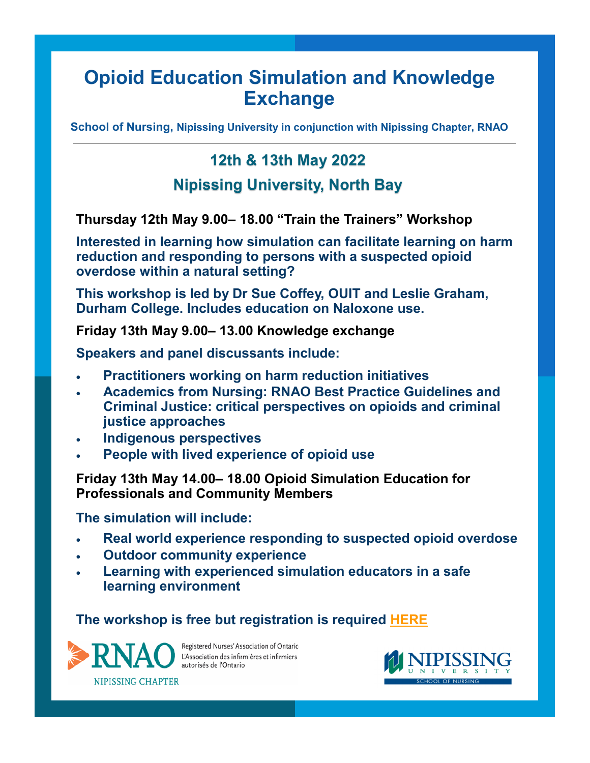# Opioid Education Simulation and Knowledge Exchange

**School of Nursing, Nipissing University in conjunction with Nipissing Chapter, RNAO**

---

## 12th & 13th May 2022

## Nipissing University, North Bay

**Thursday 12th May 9.00– 18.00 "Train the Trainers" Workshop**

**Interested in learning how simulation can facilitate learning on harm reduction and responding to persons with a suspected opioid overdose within a natural setting?**

**This workshop is led by Dr Sue Coffey, OUIT and Leslie Graham, Durham College. Includes education on Naloxone use.**

**Friday 13th May 9.00– 13.00 Knowledge exchange**

**Speakers and panel discussants include:**

- **Practitioners working on harm reduction initiatives**
- **Academics from Nursing: RNAO Best Practice Guidelines and Criminal Justice: critical perspectives on opioids and criminal justice approaches**
- **Indigenous perspectives**
- **People with lived experience of opioid use**

**Friday 13th May 14.00– 18.00 Opioid Simulation Education for Professionals and Community Members**

**The simulation will include:**

- **Real world experience responding to suspected opioid overdose**
- **Outdoor community experience**
- **Learning with experienced simulation educators in a safe learning environment**

**The workshop is free but registration is required HERE**

RNAO Registered Nurses' Association of Ontario L'Association des infirmières et infirmiers autorisés de l'Ontario NIPISSING CHAPTER

NIPISSING UNIVERSITY SCHOOL OF NURSING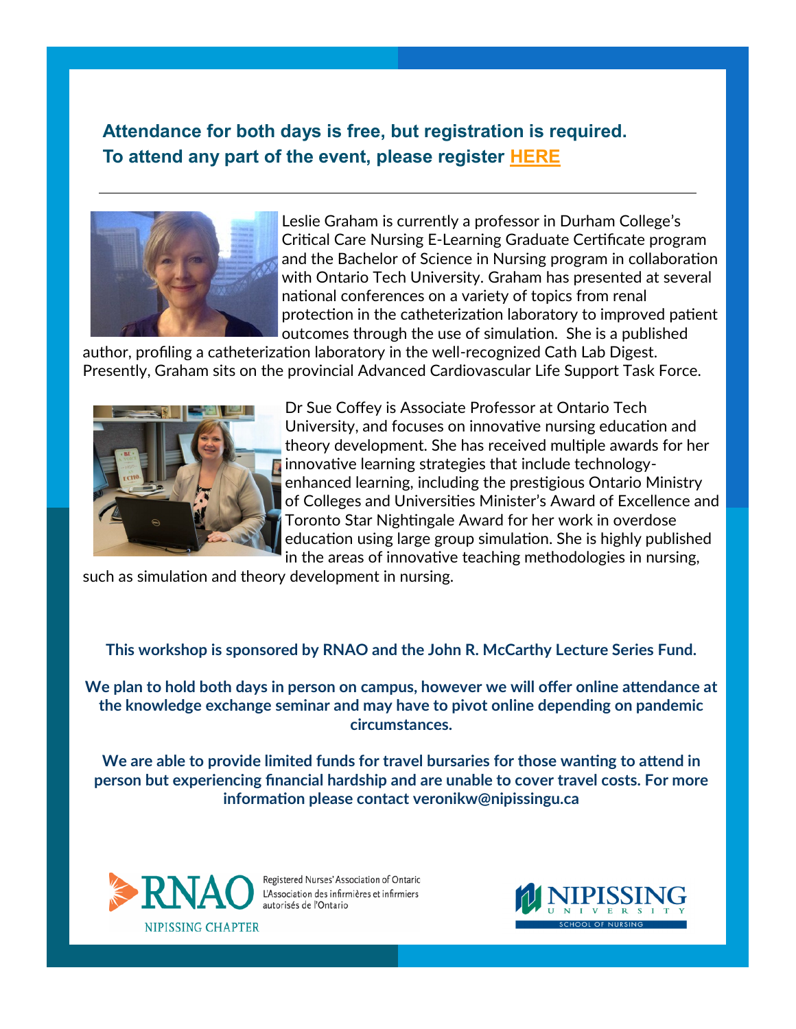**Attendance for both days is free, but registration is required.**
**To attend any part of the event, please register HERE**

---

Leslie Graham is currently a professor in Durham College's Critical Care Nursing E-Learning Graduate Certificate program and the Bachelor of Science in Nursing program in collaboration with Ontario Tech University. Graham has presented at several national conferences on a variety of topics from renal protection in the catheterization laboratory to improved patient outcomes through the use of simulation. She is a published author, profiling a catheterization laboratory in the well-recognized Cath Lab Digest. Presently, Graham sits on the provincial Advanced Cardiovascular Life Support Task Force.

Dr Sue Coffey is Associate Professor at Ontario Tech University, and focuses on innovative nursing education and theory development. She has received multiple awards for her innovative learning strategies that include technology-enhanced learning, including the prestigious Ontario Ministry of Colleges and Universities Minister's Award of Excellence and Toronto Star Nightingale Award for her work in overdose education using large group simulation. She is highly published in the areas of innovative teaching methodologies in nursing, such as simulation and theory development in nursing.

**This workshop is sponsored by RNAO and the John R. McCarthy Lecture Series Fund.**

**We plan to hold both days in person on campus, however we will offer online attendance at the knowledge exchange seminar and may have to pivot online depending on pandemic circumstances.**

**We are able to provide limited funds for travel bursaries for those wanting to attend in person but experiencing financial hardship and are unable to cover travel costs. For more information please contact veronikw@nipissingu.ca**

RNAO Registered Nurses' Association of Ontario
L'Association des infirmières et infirmiers autorisés de l'Ontario
NIPISSING CHAPTER

NIPISSING UNIVERSITY
SCHOOL OF NURSING